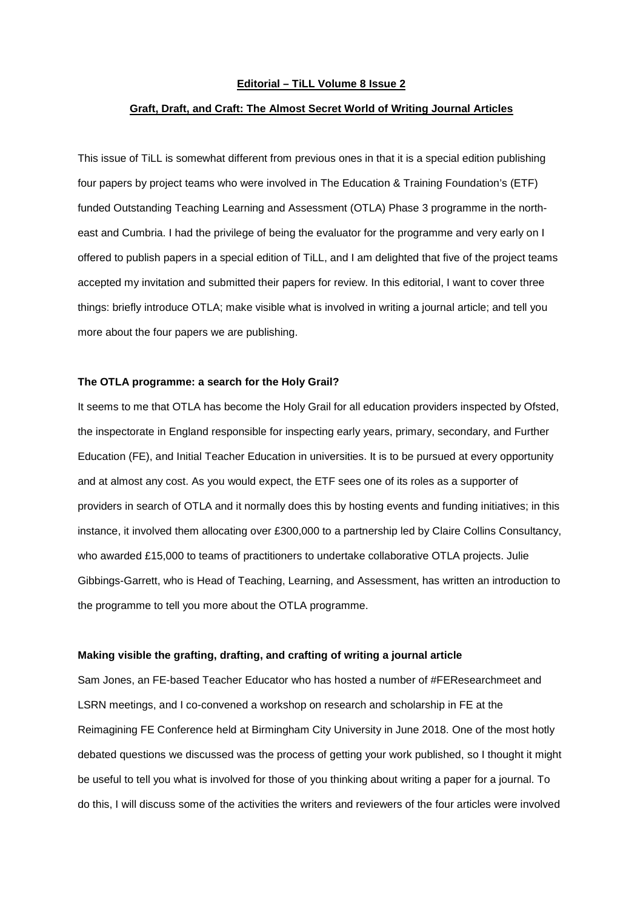**Editorial – TiLL Volume 8 Issue 2**

**Graft, Draft, and Craft: The Almost Secret World of Writing Journal Articles**

This issue of TiLL is somewhat different from previous ones in that it is a special edition publishing four papers by project teams who were involved in The Education & Training Foundation's (ETF) funded Outstanding Teaching Learning and Assessment (OTLA) Phase 3 programme in the north-east and Cumbria. I had the privilege of being the evaluator for the programme and very early on I offered to publish papers in a special edition of TiLL, and I am delighted that five of the project teams accepted my invitation and submitted their papers for review. In this editorial, I want to cover three things: briefly introduce OTLA; make visible what is involved in writing a journal article; and tell you more about the four papers we are publishing.

### The OTLA programme: a search for the Holy Grail?

It seems to me that OTLA has become the Holy Grail for all education providers inspected by Ofsted, the inspectorate in England responsible for inspecting early years, primary, secondary, and Further Education (FE), and Initial Teacher Education in universities. It is to be pursued at every opportunity and at almost any cost. As you would expect, the ETF sees one of its roles as a supporter of providers in search of OTLA and it normally does this by hosting events and funding initiatives; in this instance, it involved them allocating over £300,000 to a partnership led by Claire Collins Consultancy, who awarded £15,000 to teams of practitioners to undertake collaborative OTLA projects. Julie Gibbings-Garrett, who is Head of Teaching, Learning, and Assessment, has written an introduction to the programme to tell you more about the OTLA programme.

### Making visible the grafting, drafting, and crafting of writing a journal article

Sam Jones, an FE-based Teacher Educator who has hosted a number of #FEResearchmeet and LSRN meetings, and I co-convened a workshop on research and scholarship in FE at the Reimagining FE Conference held at Birmingham City University in June 2018. One of the most hotly debated questions we discussed was the process of getting your work published, so I thought it might be useful to tell you what is involved for those of you thinking about writing a paper for a journal. To do this, I will discuss some of the activities the writers and reviewers of the four articles were involved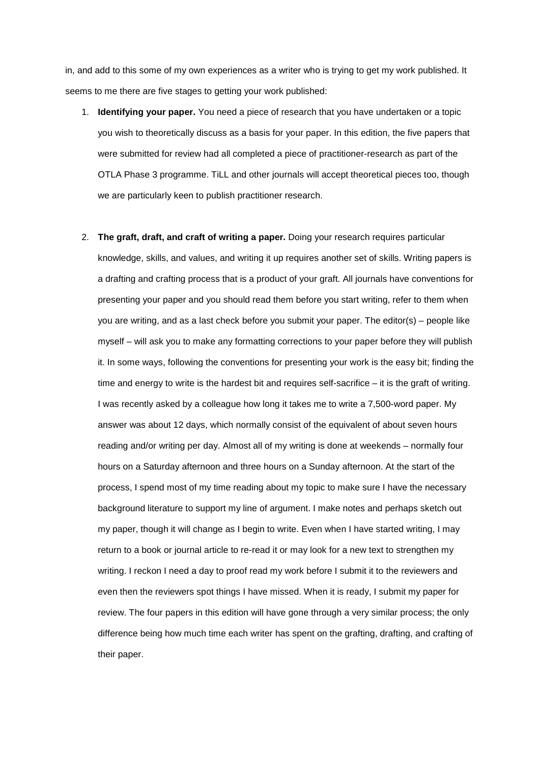in, and add to this some of my own experiences as a writer who is trying to get my work published. It seems to me there are five stages to getting your work published:

1. **Identifying your paper.** You need a piece of research that you have undertaken or a topic you wish to theoretically discuss as a basis for your paper. In this edition, the five papers that were submitted for review had all completed a piece of practitioner-research as part of the OTLA Phase 3 programme. TiLL and other journals will accept theoretical pieces too, though we are particularly keen to publish practitioner research.

2. **The graft, draft, and craft of writing a paper.** Doing your research requires particular knowledge, skills, and values, and writing it up requires another set of skills. Writing papers is a drafting and crafting process that is a product of your graft. All journals have conventions for presenting your paper and you should read them before you start writing, refer to them when you are writing, and as a last check before you submit your paper. The editor(s) – people like myself – will ask you to make any formatting corrections to your paper before they will publish it. In some ways, following the conventions for presenting your work is the easy bit; finding the time and energy to write is the hardest bit and requires self-sacrifice – it is the graft of writing. I was recently asked by a colleague how long it takes me to write a 7,500-word paper. My answer was about 12 days, which normally consist of the equivalent of about seven hours reading and/or writing per day. Almost all of my writing is done at weekends – normally four hours on a Saturday afternoon and three hours on a Sunday afternoon. At the start of the process, I spend most of my time reading about my topic to make sure I have the necessary background literature to support my line of argument. I make notes and perhaps sketch out my paper, though it will change as I begin to write. Even when I have started writing, I may return to a book or journal article to re-read it or may look for a new text to strengthen my writing. I reckon I need a day to proof read my work before I submit it to the reviewers and even then the reviewers spot things I have missed. When it is ready, I submit my paper for review. The four papers in this edition will have gone through a very similar process; the only difference being how much time each writer has spent on the grafting, drafting, and crafting of their paper.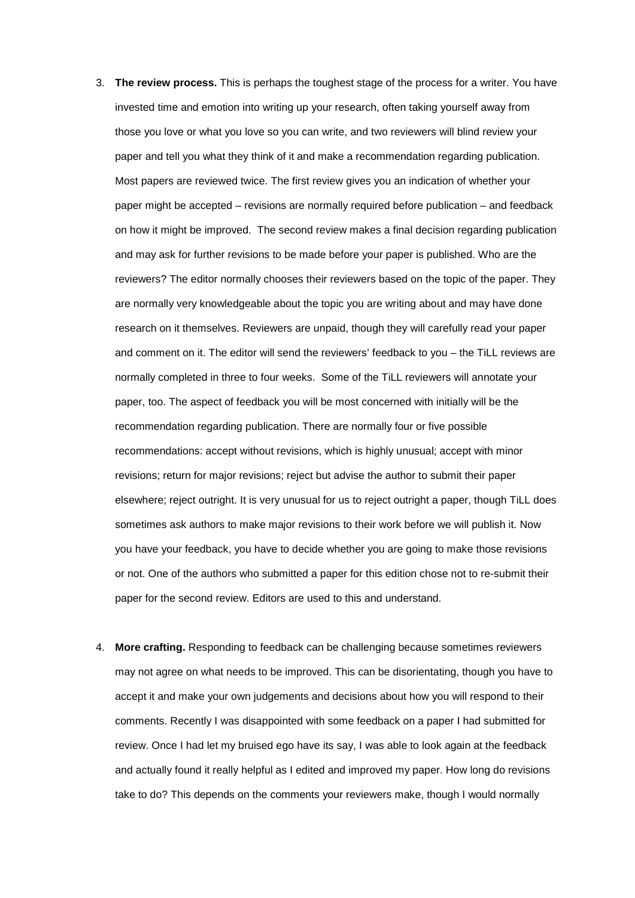3. **The review process.** This is perhaps the toughest stage of the process for a writer. You have invested time and emotion into writing up your research, often taking yourself away from those you love or what you love so you can write, and two reviewers will blind review your paper and tell you what they think of it and make a recommendation regarding publication. Most papers are reviewed twice. The first review gives you an indication of whether your paper might be accepted – revisions are normally required before publication – and feedback on how it might be improved. The second review makes a final decision regarding publication and may ask for further revisions to be made before your paper is published. Who are the reviewers? The editor normally chooses their reviewers based on the topic of the paper. They are normally very knowledgeable about the topic you are writing about and may have done research on it themselves. Reviewers are unpaid, though they will carefully read your paper and comment on it. The editor will send the reviewers' feedback to you – the TiLL reviews are normally completed in three to four weeks. Some of the TiLL reviewers will annotate your paper, too. The aspect of feedback you will be most concerned with initially will be the recommendation regarding publication. There are normally four or five possible recommendations: accept without revisions, which is highly unusual; accept with minor revisions; return for major revisions; reject but advise the author to submit their paper elsewhere; reject outright. It is very unusual for us to reject outright a paper, though TiLL does sometimes ask authors to make major revisions to their work before we will publish it. Now you have your feedback, you have to decide whether you are going to make those revisions or not. One of the authors who submitted a paper for this edition chose not to re-submit their paper for the second review. Editors are used to this and understand.

4. **More crafting.** Responding to feedback can be challenging because sometimes reviewers may not agree on what needs to be improved. This can be disorientating, though you have to accept it and make your own judgements and decisions about how you will respond to their comments. Recently I was disappointed with some feedback on a paper I had submitted for review. Once I had let my bruised ego have its say, I was able to look again at the feedback and actually found it really helpful as I edited and improved my paper. How long do revisions take to do? This depends on the comments your reviewers make, though I would normally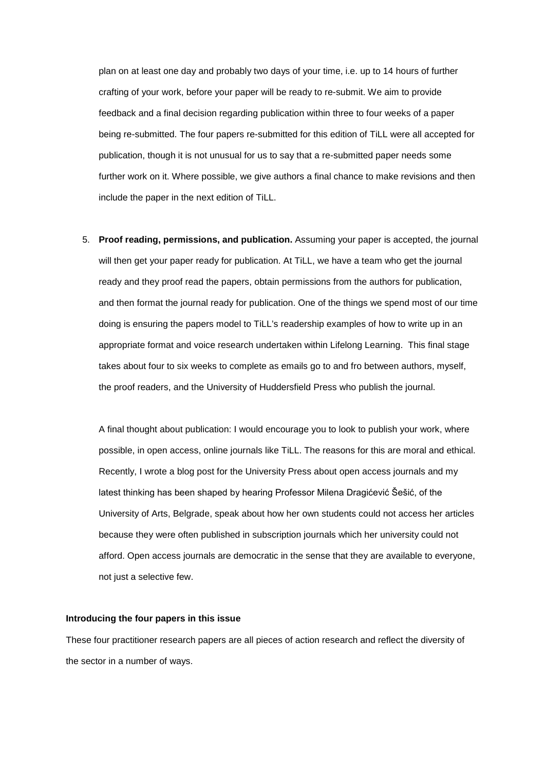plan on at least one day and probably two days of your time, i.e. up to 14 hours of further crafting of your work, before your paper will be ready to re-submit. We aim to provide feedback and a final decision regarding publication within three to four weeks of a paper being re-submitted. The four papers re-submitted for this edition of TiLL were all accepted for publication, though it is not unusual for us to say that a re-submitted paper needs some further work on it. Where possible, we give authors a final chance to make revisions and then include the paper in the next edition of TiLL.

5. **Proof reading, permissions, and publication.** Assuming your paper is accepted, the journal will then get your paper ready for publication. At TiLL, we have a team who get the journal ready and they proof read the papers, obtain permissions from the authors for publication, and then format the journal ready for publication. One of the things we spend most of our time doing is ensuring the papers model to TiLL's readership examples of how to write up in an appropriate format and voice research undertaken within Lifelong Learning. This final stage takes about four to six weeks to complete as emails go to and fro between authors, myself, the proof readers, and the University of Huddersfield Press who publish the journal.

   A final thought about publication: I would encourage you to look to publish your work, where possible, in open access, online journals like TiLL. The reasons for this are moral and ethical. Recently, I wrote a blog post for the University Press about open access journals and my latest thinking has been shaped by hearing Professor Milena Dragićević Šešić, of the University of Arts, Belgrade, speak about how her own students could not access her articles because they were often published in subscription journals which her university could not afford. Open access journals are democratic in the sense that they are available to everyone, not just a selective few.

**Introducing the four papers in this issue**

These four practitioner research papers are all pieces of action research and reflect the diversity of the sector in a number of ways.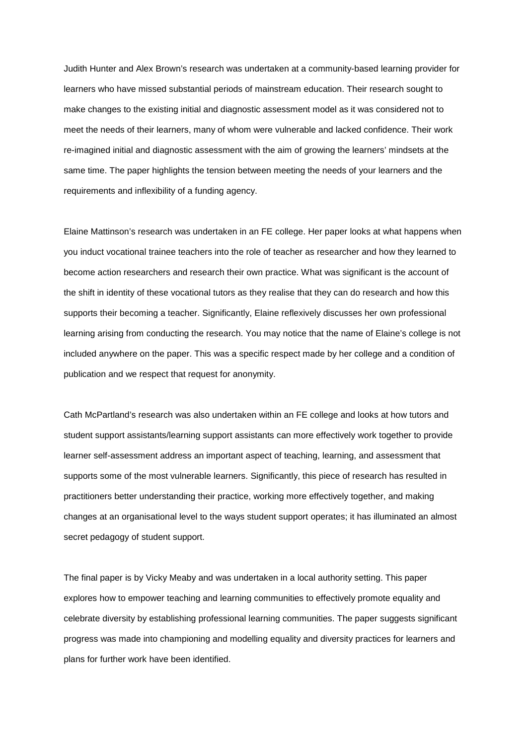Judith Hunter and Alex Brown's research was undertaken at a community-based learning provider for learners who have missed substantial periods of mainstream education. Their research sought to make changes to the existing initial and diagnostic assessment model as it was considered not to meet the needs of their learners, many of whom were vulnerable and lacked confidence. Their work re-imagined initial and diagnostic assessment with the aim of growing the learners' mindsets at the same time. The paper highlights the tension between meeting the needs of your learners and the requirements and inflexibility of a funding agency.

Elaine Mattinson's research was undertaken in an FE college. Her paper looks at what happens when you induct vocational trainee teachers into the role of teacher as researcher and how they learned to become action researchers and research their own practice. What was significant is the account of the shift in identity of these vocational tutors as they realise that they can do research and how this supports their becoming a teacher. Significantly, Elaine reflexively discusses her own professional learning arising from conducting the research. You may notice that the name of Elaine's college is not included anywhere on the paper. This was a specific respect made by her college and a condition of publication and we respect that request for anonymity.

Cath McPartland's research was also undertaken within an FE college and looks at how tutors and student support assistants/learning support assistants can more effectively work together to provide learner self-assessment address an important aspect of teaching, learning, and assessment that supports some of the most vulnerable learners. Significantly, this piece of research has resulted in practitioners better understanding their practice, working more effectively together, and making changes at an organisational level to the ways student support operates; it has illuminated an almost secret pedagogy of student support.

The final paper is by Vicky Meaby and was undertaken in a local authority setting. This paper explores how to empower teaching and learning communities to effectively promote equality and celebrate diversity by establishing professional learning communities. The paper suggests significant progress was made into championing and modelling equality and diversity practices for learners and plans for further work have been identified.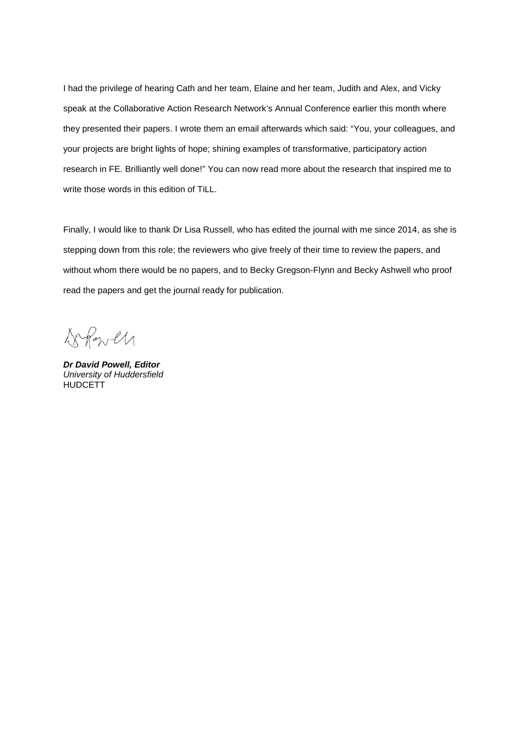I had the privilege of hearing Cath and her team, Elaine and her team, Judith and Alex, and Vicky speak at the Collaborative Action Research Network's Annual Conference earlier this month where they presented their papers. I wrote them an email afterwards which said: "You, your colleagues, and your projects are bright lights of hope; shining examples of transformative, participatory action research in FE. Brilliantly well done!" You can now read more about the research that inspired me to write those words in this edition of TiLL.

Finally, I would like to thank Dr Lisa Russell, who has edited the journal with me since 2014, as she is stepping down from this role; the reviewers who give freely of their time to review the papers, and without whom there would be no papers, and to Becky Gregson-Flynn and Becky Ashwell who proof read the papers and get the journal ready for publication.

***Dr David Powell, Editor***
*University of Huddersfield*
HUDCETT